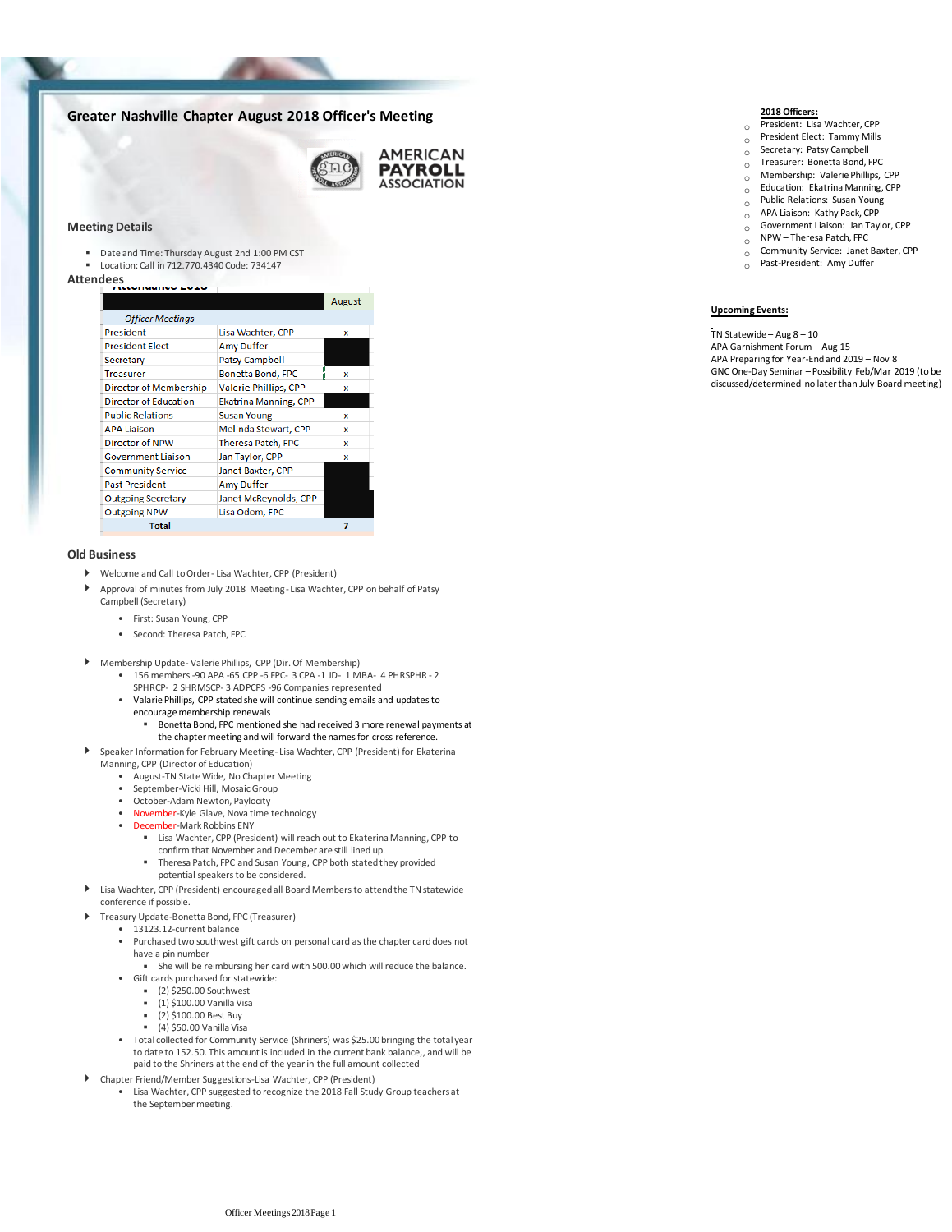# Greater Nashville Chapter August 2018 Officer's Meeting

AMERICAN PAYROLL ASSOCIATION

**2018 Officers:**

- President: Lisa Wachter, CPP
- President Elect: Tammy Mills
- Secretary: Patsy Campbell
- Treasurer: Bonetta Bond, FPC
- Membership: Valerie Phillips, CPP
- Education: Ekatrina Manning, CPP
- Public Relations: Susan Young
- APA Liaison: Kathy Pack, CPP
- Government Liaison: Jan Taylor, CPP
- NPW – Theresa Patch, FPC
- Community Service: Janet Baxter, CPP
- Past-President: Amy Duffer

**Upcoming Events:**

TN Statewide – Aug 8 – 10
APA Garnishment Forum – Aug 15
APA Preparing for Year-End and 2019 – Nov 8
GNC One-Day Seminar – Possibility Feb/Mar 2019 (to be discussed/determined no later than July Board meeting)

## Meeting Details

- Date and Time: Thursday August 2nd 1:00 PM CST
- Location: Call in 712.770.4340 Code: 734147

## Attendees

| | | August |
|---|---|---|
| *Officer Meetings* | | |
| President | Lisa Wachter, CPP | x |
| President Elect | Amy Duffer | |
| Secretary | Patsy Campbell | |
| Treasurer | Bonetta Bond, FPC | x |
| Director of Membership | Valerie Phillips, CPP | x |
| Director of Education | Ekatrina Manning, CPP | |
| Public Relations | Susan Young | x |
| APA Liaison | Melinda Stewart, CPP | x |
| Director of NPW | Theresa Patch, FPC | x |
| Government Liaison | Jan Taylor, CPP | x |
| Community Service | Janet Baxter, CPP | |
| Past President | Amy Duffer | |
| Outgoing Secretary | Janet McReynolds, CPP | |
| Outgoing NPW | Lisa Odom, FPC | |
| Total | | 7 |

## Old Business

- Welcome and Call to Order - Lisa Wachter, CPP (President)
- Approval of minutes from July 2018 Meeting - Lisa Wachter, CPP on behalf of Patsy Campbell (Secretary)
  - First: Susan Young, CPP
  - Second: Theresa Patch, FPC
- Membership Update - Valerie Phillips, CPP (Dir. Of Membership)
  - 156 members -90 APA -65 CPP -6 FPC- 3 CPA -1 JD- 1 MBA- 4 PHRSPHR - 2 SPHRCP- 2 SHRMSCP- 3 ADPCPS -96 Companies represented
  - Valarie Phillips, CPP stated she will continue sending emails and updates to encourage membership renewals
    - Bonetta Bond, FPC mentioned she had received 3 more renewal payments at the chapter meeting and will forward the names for cross reference.
- Speaker Information for February Meeting - Lisa Wachter, CPP (President) for Ekaterina Manning, CPP (Director of Education)
  - August-TN State Wide, No Chapter Meeting
  - September-Vicki Hill, Mosaic Group
  - October-Adam Newton, Paylocity
  - November-Kyle Glave, Nova time technology
  - December-Mark Robbins ENY
    - Lisa Wachter, CPP (President) will reach out to Ekaterina Manning, CPP to confirm that November and December are still lined up.
    - Theresa Patch, FPC and Susan Young, CPP both stated they provided potential speakers to be considered.
- Lisa Wachter, CPP (President) encouraged all Board Members to attend the TN statewide conference if possible.
- Treasury Update-Bonetta Bond, FPC (Treasurer)
  - 13123.12-current balance
  - Purchased two southwest gift cards on personal card as the chapter card does not have a pin number
    - She will be reimbursing her card with 500.00 which will reduce the balance.
  - Gift cards purchased for statewide:
    - (2) $250.00 Southwest
    - (1) $100.00 Vanilla Visa
    - (2) $100.00 Best Buy
    - (4) $50.00 Vanilla Visa
  - Total collected for Community Service (Shriners) was $25.00 bringing the total year to date to 152.50. This amount is included in the current bank balance,, and will be paid to the Shriners at the end of the year in the full amount collected
- Chapter Friend/Member Suggestions-Lisa Wachter, CPP (President)
  - Lisa Wachter, CPP suggested to recognize the 2018 Fall Study Group teachers at the September meeting.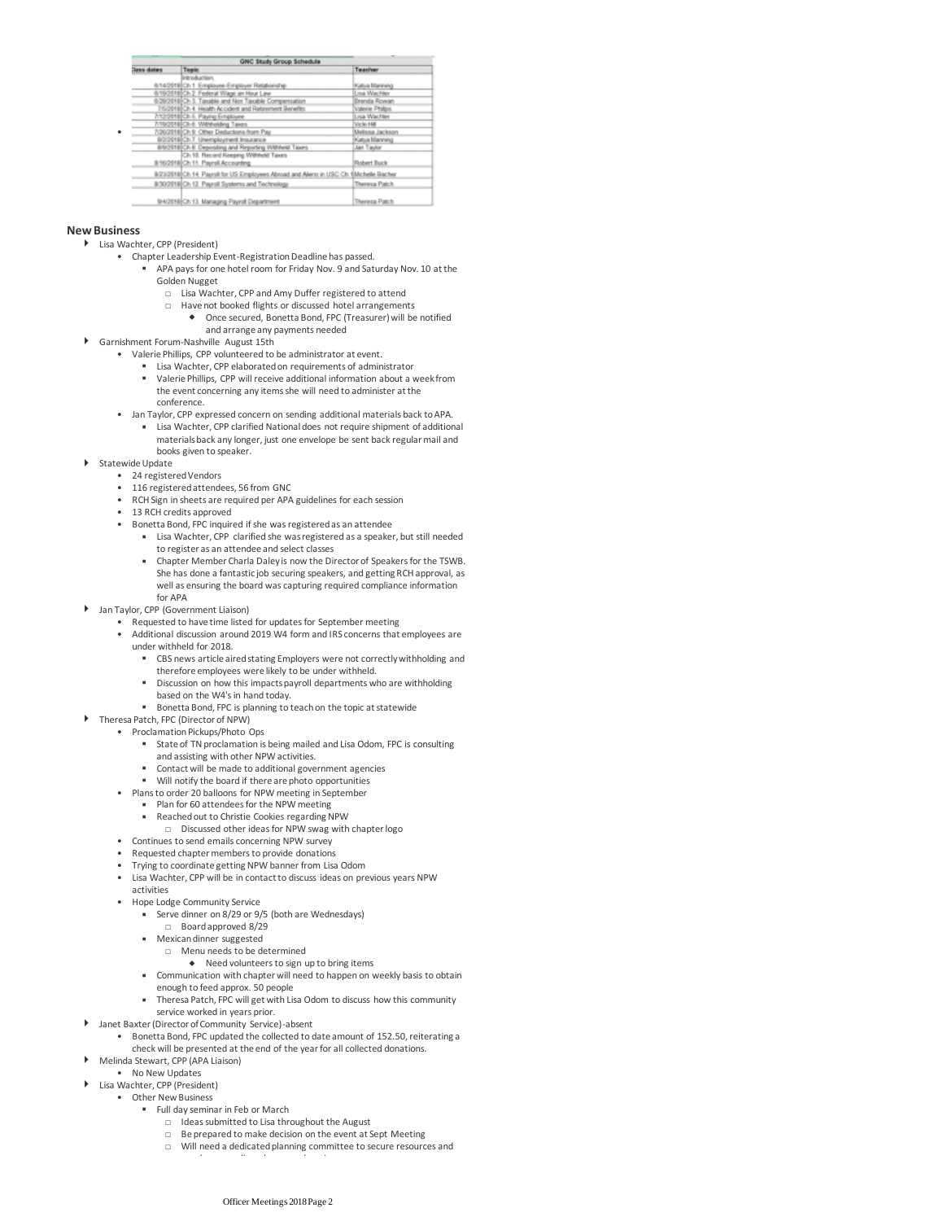| Class dates | Topic | Teacher |
|---|---|---|
| | Introduction, | |
| 6/14/2018 | Ch 1. Employee-Employer Relationship | Katya Manning |
| 6/19/2018 | Ch 2. Federal Wage an Hour Law | Lisa Wachter |
| 6/26/2018 | Ch 3. Taxable and Non Taxable Compensation | Brenda Rowan |
| 7/5/2018 | Ch 4. Health Accident and Retirement Benefits | Valerie Philips |
| 7/12/2018 | Ch 5. Paying Employee | Lisa Wachter |
| 7/19/2018 | Ch 6. Withholding Taxes | Vicki Hill |
| 7/26/2018 | Ch 9. Other Deductions from Pay | Melissa Jackson |
| 8/2/2018 | Ch 7. Unemployment Insurance | Katya Manning |
| 8/9/2018 | Ch 8. Depositing and Reporting Withheld Taxes | Jan Taylor |
| | Ch 10. Record Keeping Withheld Taxes | |
| 8/16/2018 | Ch 11. Payroll Accounting | Robert Buck |
| 8/23/2018 | Ch 14. Payroll for US Employees Abroad and Aliens in USC Ch 1 | Michelle Bacher |
| 8/30/2018 | Ch 12. Payroll Systems and Technology | Theresa Patch |
| 9/4/2018 | Ch 13. Managing Payroll Department | Theresa Patch |

## New Business

- Lisa Wachter, CPP (President)
  - Chapter Leadership Event-Registration Deadline has passed.
    - APA pays for one hotel room for Friday Nov. 9 and Saturday Nov. 10 at the Golden Nugget
      - Lisa Wachter, CPP and Amy Duffer registered to attend
      - Have not booked flights or discussed hotel arrangements
        - Once secured, Bonetta Bond, FPC (Treasurer) will be notified and arrange any payments needed
- Garnishment Forum-Nashville August 15th
  - Valerie Phillips, CPP volunteered to be administrator at event.
    - Lisa Wachter, CPP elaborated on requirements of administrator
    - Valerie Phillips, CPP will receive additional information about a week from the event concerning any items she will need to administer at the conference.
  - Jan Taylor, CPP expressed concern on sending additional materials back to APA.
    - Lisa Wachter, CPP clarified National does not require shipment of additional materials back any longer, just one envelope be sent back regular mail and books given to speaker.
- Statewide Update
  - 24 registered Vendors
  - 116 registered attendees, 56 from GNC
  - RCH Sign in sheets are required per APA guidelines for each session
  - 13 RCH credits approved
  - Bonetta Bond, FPC inquired if she was registered as an attendee
    - Lisa Wachter, CPP clarified she was registered as a speaker, but still needed to register as an attendee and select classes
    - Chapter Member Charla Daley is now the Director of Speakers for the TSWB. She has done a fantastic job securing speakers, and getting RCH approval, as well as ensuring the board was capturing required compliance information for APA
- Jan Taylor, CPP (Government Liaison)
  - Requested to have time listed for updates for September meeting
  - Additional discussion around 2019 W4 form and IRS concerns that employees are under withheld for 2018.
    - CBS news article aired stating Employers were not correctly withholding and therefore employees were likely to be under withheld.
    - Discussion on how this impacts payroll departments who are withholding based on the W4's in hand today.
    - Bonetta Bond, FPC is planning to teach on the topic at statewide
- Theresa Patch, FPC (Director of NPW)
  - Proclamation Pickups/Photo Ops
    - State of TN proclamation is being mailed and Lisa Odom, FPC is consulting and assisting with other NPW activities.
    - Contact will be made to additional government agencies
    - Will notify the board if there are photo opportunities
  - Plans to order 20 balloons for NPW meeting in September
    - Plan for 60 attendees for the NPW meeting
    - Reached out to Christie Cookies regarding NPW
      - Discussed other ideas for NPW swag with chapter logo
  - Continues to send emails concerning NPW survey
  - Requested chapter members to provide donations
  - Trying to coordinate getting NPW banner from Lisa Odom
  - Lisa Wachter, CPP will be in contact to discuss ideas on previous years NPW activities
  - Hope Lodge Community Service
    - Serve dinner on 8/29 or 9/5 (both are Wednesdays)
      - Board approved 8/29
    - Mexican dinner suggested
      - Menu needs to be determined
        - Need volunteers to sign up to bring items
    - Communication with chapter will need to happen on weekly basis to obtain enough to feed approx. 50 people
    - Theresa Patch, FPC will get with Lisa Odom to discuss how this community service worked in years prior.
- Janet Baxter (Director of Community Service)-absent
  - Bonetta Bond, FPC updated the collected to date amount of 152.50, reiterating a check will be presented at the end of the year for all collected donations.
- Melinda Stewart, CPP (APA Liaison)
  - No New Updates
- Lisa Wachter, CPP (President)
  - Other New Business
    - Full day seminar in Feb or March
      - Ideas submitted to Lisa throughout the August
      - Be prepared to make decision on the event at Sept Meeting
      - Will need a dedicated planning committee to secure resources and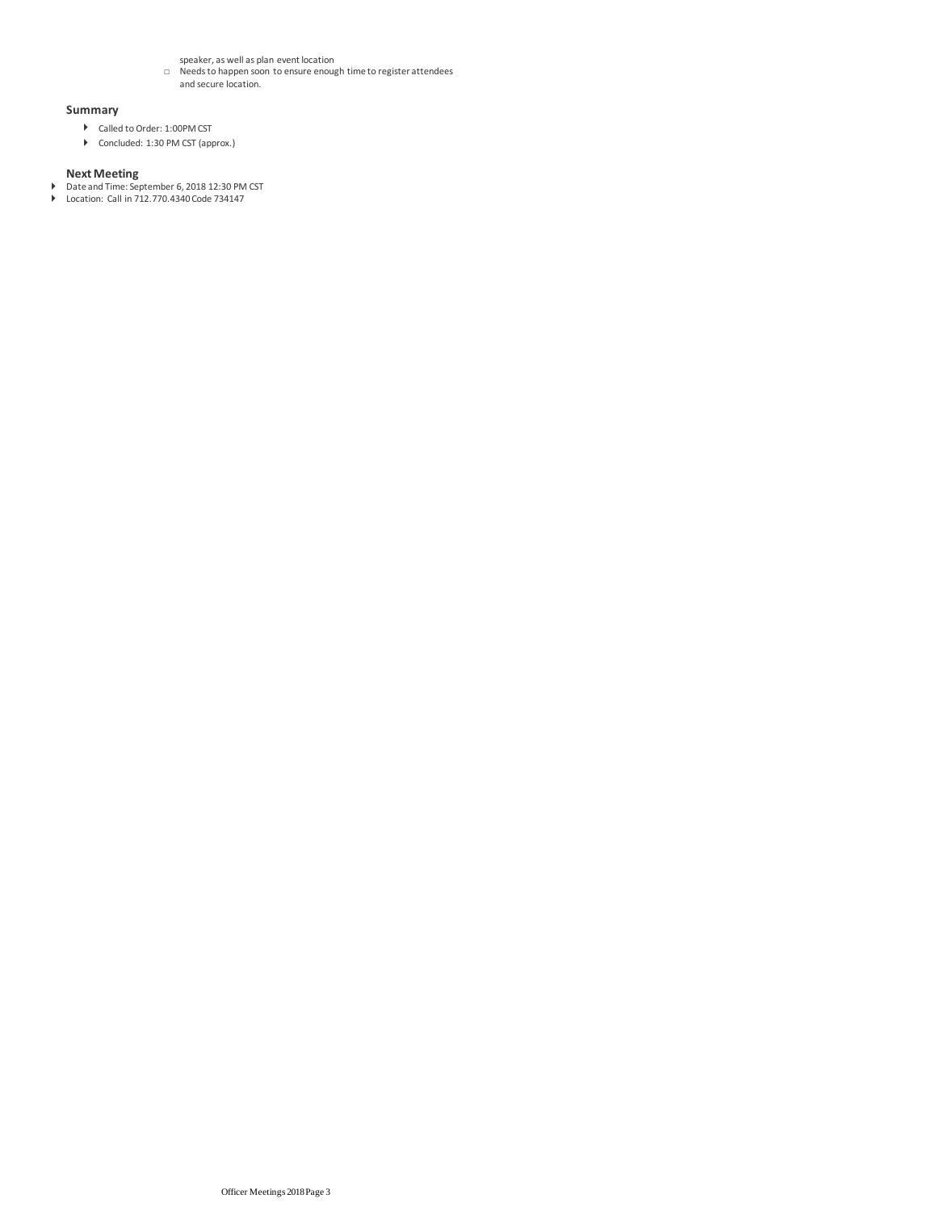speaker, as well as plan event location
- Needs to happen soon to ensure enough time to register attendees and secure location.

### Summary

- Called to Order: 1:00PM CST
- Concluded: 1:30 PM CST (approx.)

### Next Meeting

- Date and Time: September 6, 2018 12:30 PM CST
- Location: Call in 712.770.4340 Code 734147